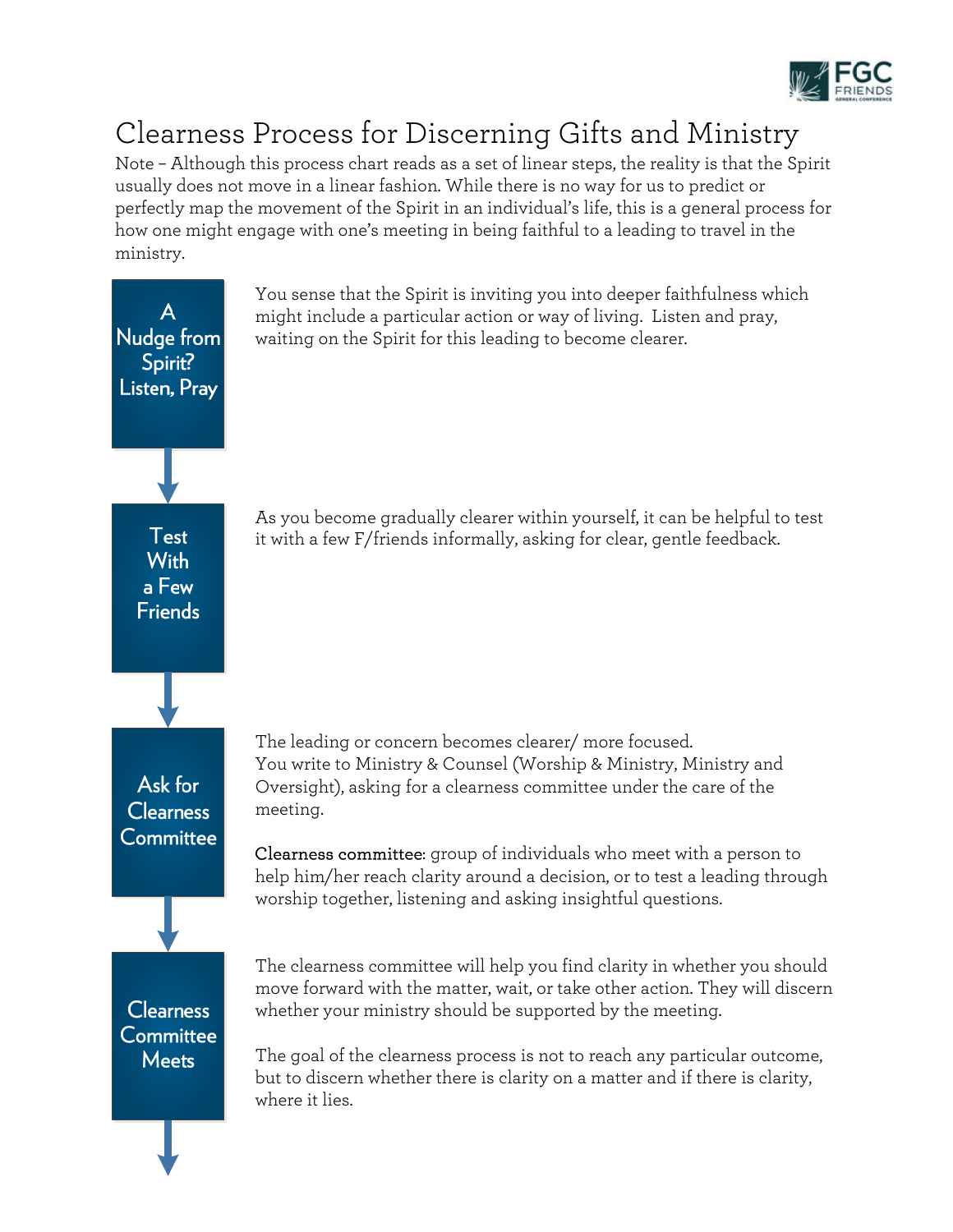# Clearness Process for Discerning Gifts and Ministry

Note – Although this process chart reads as a set of linear steps, the reality is that the Spirit usually does not move in a linear fashion. While there is no way for us to predict or perfectly map the movement of the Spirit in an individual's life, this is a general process for how one might engage with one's meeting in being faithful to a leading to travel in the ministry.

**A Nudge from Spirit? Listen, Pray**

You sense that the Spirit is inviting you into deeper faithfulness which might include a particular action or way of living. Listen and pray, waiting on the Spirit for this leading to become clearer.

**Test With a Few Friends**

As you become gradually clearer within yourself, it can be helpful to test it with a few F/friends informally, asking for clear, gentle feedback.

**Ask for Clearness Committee**

The leading or concern becomes clearer/ more focused.
You write to Ministry & Counsel (Worship & Ministry, Ministry and Oversight), asking for a clearness committee under the care of the meeting.

**Clearness committee:** group of individuals who meet with a person to help him/her reach clarity around a decision, or to test a leading through worship together, listening and asking insightful questions.

**Clearness Committee Meets**

The clearness committee will help you find clarity in whether you should move forward with the matter, wait, or take other action. They will discern whether your ministry should be supported by the meeting.

The goal of the clearness process is not to reach any particular outcome, but to discern whether there is clarity on a matter and if there is clarity, where it lies.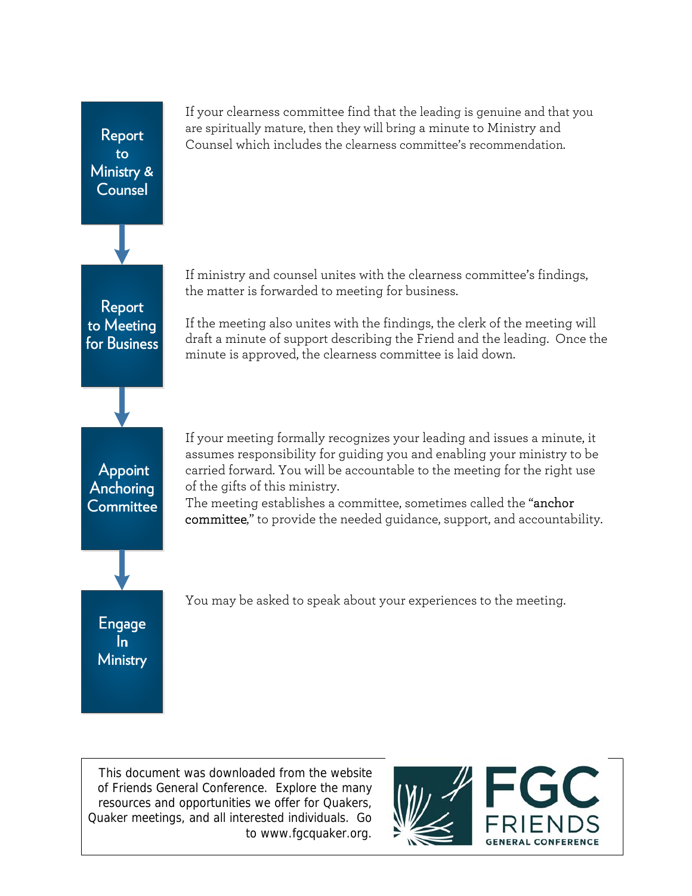**Report to Ministry & Counsel**

If your clearness committee find that the leading is genuine and that you are spiritually mature, then they will bring a minute to Ministry and Counsel which includes the clearness committee's recommendation.

**Report to Meeting for Business**

If ministry and counsel unites with the clearness committee's findings, the matter is forwarded to meeting for business.

If the meeting also unites with the findings, the clerk of the meeting will draft a minute of support describing the Friend and the leading. Once the minute is approved, the clearness committee is laid down.

**Appoint Anchoring Committee**

If your meeting formally recognizes your leading and issues a minute, it assumes responsibility for guiding you and enabling your ministry to be carried forward. You will be accountable to the meeting for the right use of the gifts of this ministry.

The meeting establishes a committee, sometimes called the "anchor committee," to provide the needed guidance, support, and accountability.

**Engage In Ministry**

You may be asked to speak about your experiences to the meeting.

This document was downloaded from the website of Friends General Conference. Explore the many resources and opportunities we offer for Quakers, Quaker meetings, and all interested individuals. Go to www.fgcquaker.org.

FGC FRIENDS GENERAL CONFERENCE